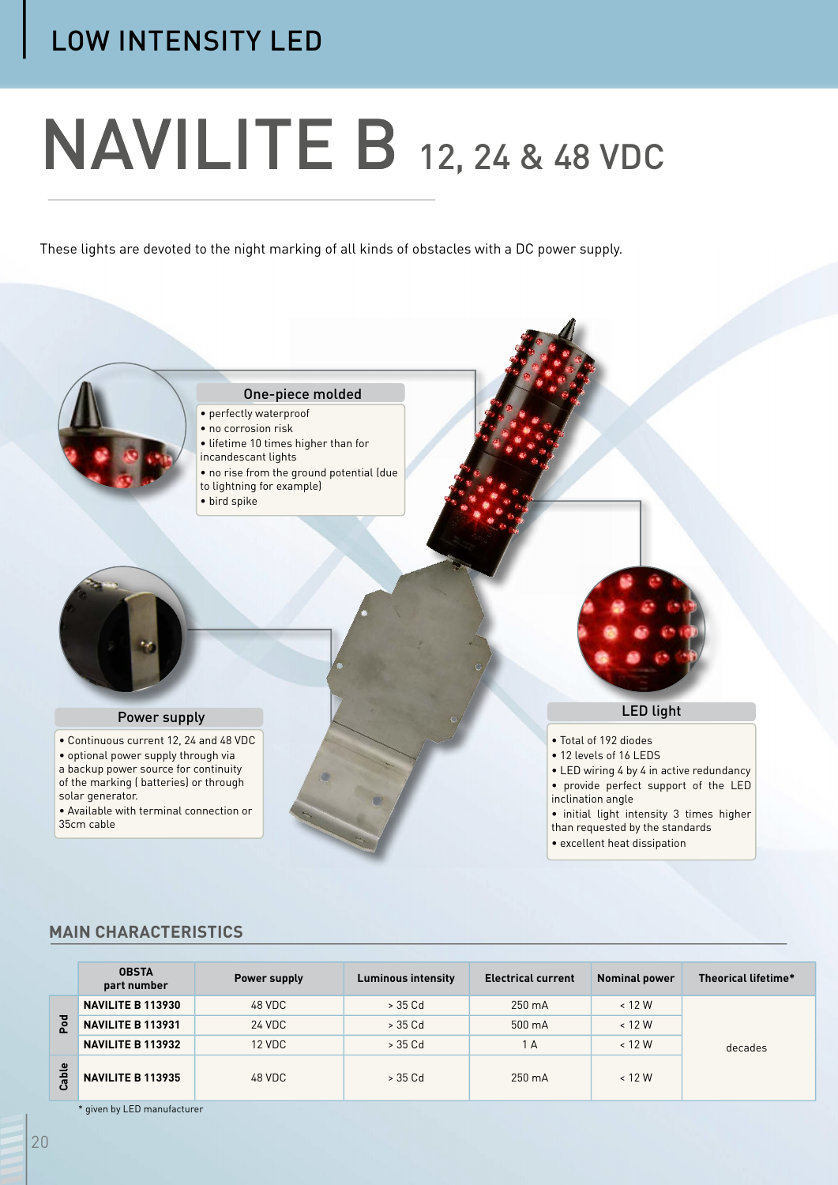# LOW INTENSITY LED

# NAVILITE B 12, 24 & 48 VDC

These lights are devoted to the night marking of all kinds of obstacles with a DC power supply.

### One-piece molded

- perfectly waterproof
- no corrosion risk
- lifetime 10 times higher than for incandescant lights
- no rise from the ground potential (due to lightning for example)
- bird spike

### Power supply

- Continuous current 12, 24 and 48 VDC
- optional power supply through via a backup power source for continuity of the marking ( batteries) or through solar generator.
- Available with terminal connection or 35cm cable

### LED light

- Total of 192 diodes
- 12 levels of 16 LEDS
- LED wiring 4 by 4 in active redundancy
- provide perfect support of the LED inclination angle
- initial light intensity 3 times higher than requested by the standards
- excellent heat dissipation

## MAIN CHARACTERISTICS

| | OBSTA part number | Power supply | Luminous intensity | Electrical current | Nominal power | Theorical lifetime* |
|---|---|---|---|---|---|---|
| Pod | **NAVILITE B 113930** | 48 VDC | > 35 Cd | 250 mA | < 12 W | decades |
| Pod | **NAVILITE B 113931** | 24 VDC | > 35 Cd | 500 mA | < 12 W | |
| Pod | **NAVILITE B 113932** | 12 VDC | > 35 Cd | 1 A | < 12 W | |
| Cable | **NAVILITE B 113935** | 48 VDC | > 35 Cd | 250 mA | < 12 W | |

* given by LED manufacturer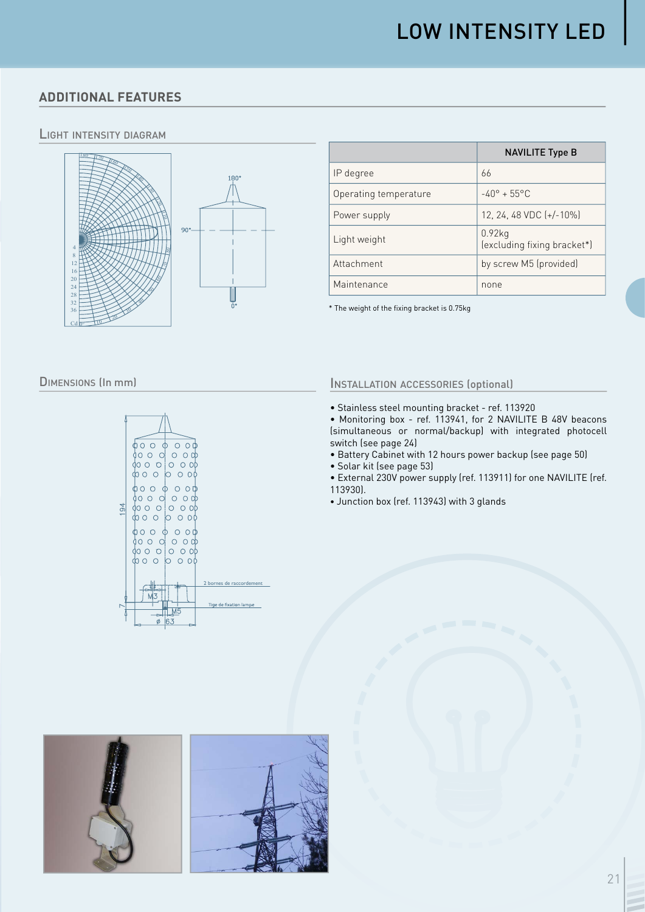# LOW INTENSITY LED

## ADDITIONAL FEATURES

### Light intensity diagram

|  | NAVILITE Type B |
|---|---|
| IP degree | 66 |
| Operating temperature | -40° + 55°C |
| Power supply | 12, 24, 48 VDC (+/-10%) |
| Light weight | 0.92kg (excluding fixing bracket*) |
| Attachment | by screw M5 (provided) |
| Maintenance | none |

* The weight of the fixing bracket is 0.75kg

### Dimensions (In mm)

### Installation accessories (optional)

- Stainless steel mounting bracket - ref. 113920
- Monitoring box - ref. 113941, for 2 NAVILITE B 48V beacons (simultaneous or normal/backup) with integrated photocell switch (see page 24)
- Battery Cabinet with 12 hours power backup (see page 50)
- Solar kit (see page 53)
- External 230V power supply (ref. 113911) for one NAVILITE (ref. 113930).
- Junction box (ref. 113943) with 3 glands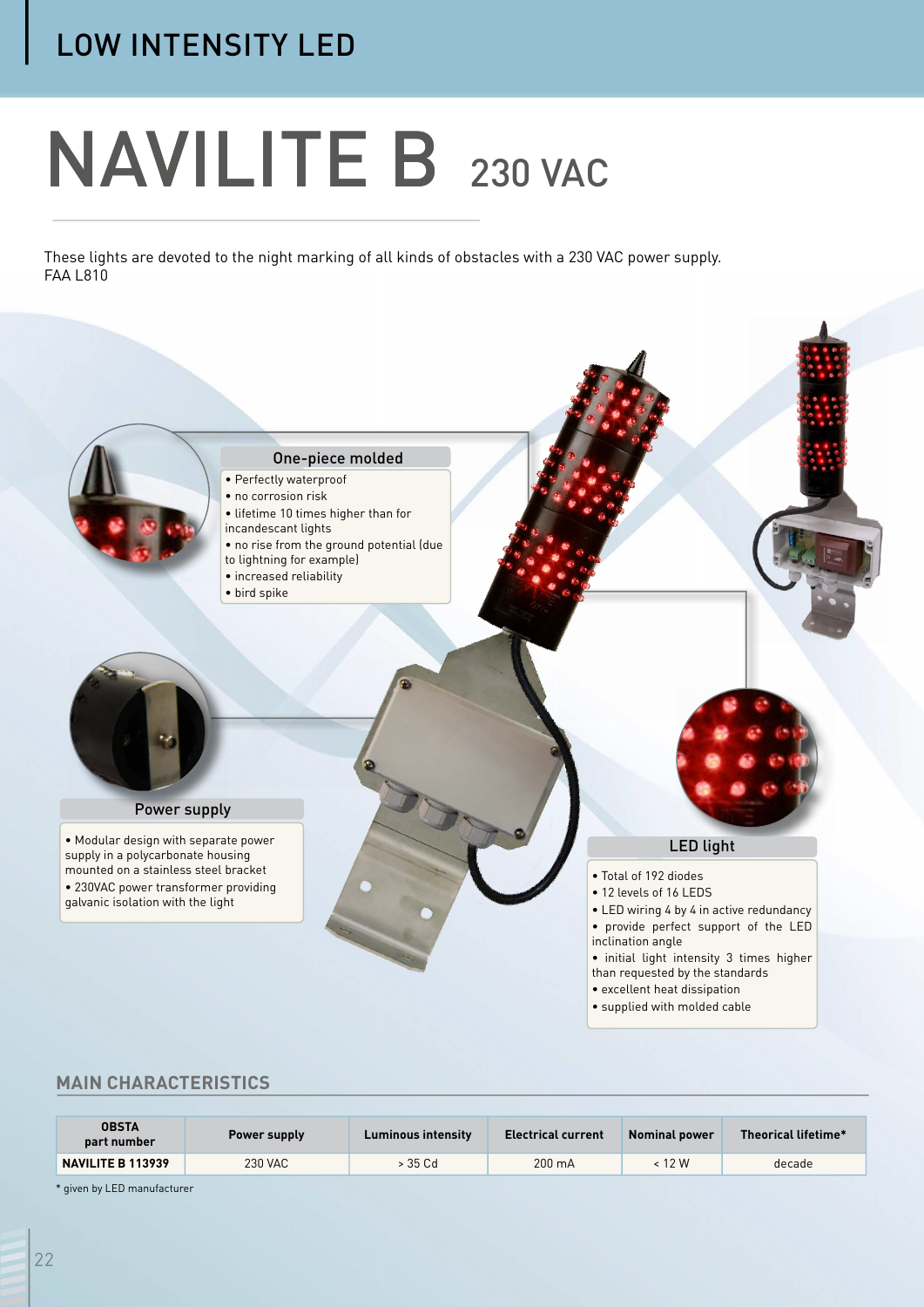# NAVILITE B 230 VAC

These lights are devoted to the night marking of all kinds of obstacles with a 230 VAC power supply.
FAA L810

### One-piece molded

- Perfectly waterproof
- no corrosion risk
- lifetime 10 times higher than for incandescant lights
- no rise from the ground potential (due to lightning for example)
- increased reliability
- bird spike

### Power supply

- Modular design with separate power supply in a polycarbonate housing mounted on a stainless steel bracket
- 230VAC power transformer providing galvanic isolation with the light

### LED light

- Total of 192 diodes
- 12 levels of 16 LEDS
- LED wiring 4 by 4 in active redundancy
- provide perfect support of the LED inclination angle
- initial light intensity 3 times higher than requested by the standards
- excellent heat dissipation
- supplied with molded cable

## MAIN CHARACTERISTICS

| OBSTA part number | Power supply | Luminous intensity | Electrical current | Nominal power | Theorical lifetime* |
|---|---|---|---|---|---|
| **NAVILITE B 113939** | 230 VAC | > 35 Cd | 200 mA | < 12 W | decade |

* given by LED manufacturer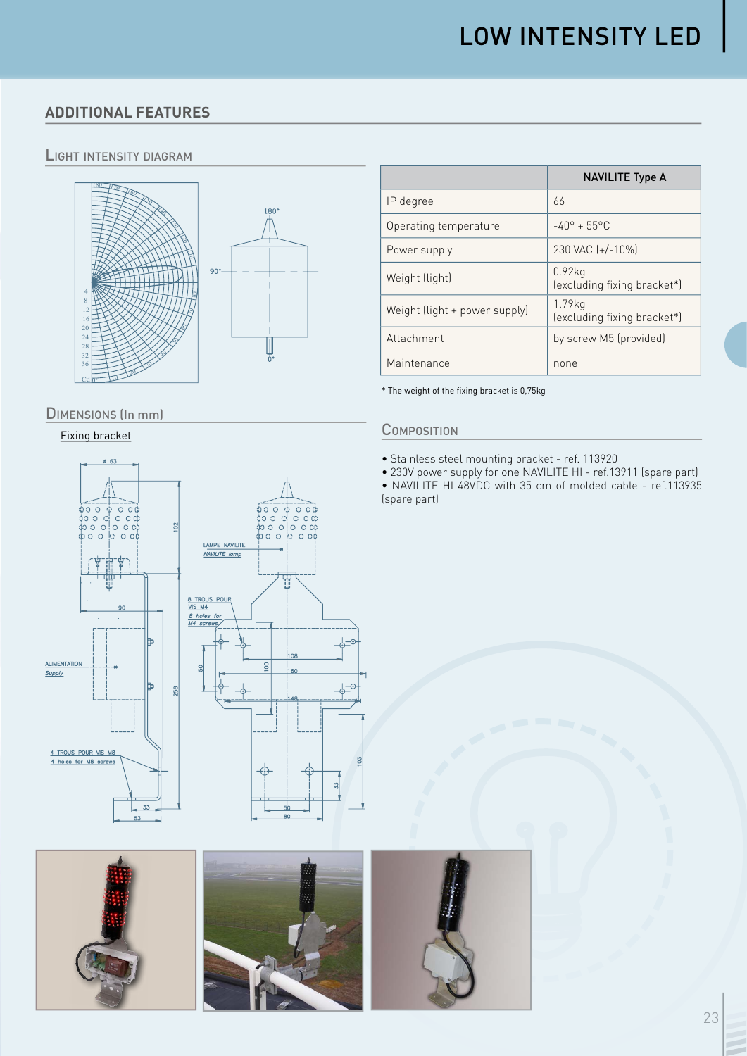# LOW INTENSITY LED

## ADDITIONAL FEATURES

### Light intensity diagram

### Dimensions (In mm)

Fixing bracket

| | NAVILITE Type A |
|---|---|
| IP degree | 66 |
| Operating temperature | -40° + 55°C |
| Power supply | 230 VAC (+/-10%) |
| Weight (light) | 0.92kg (excluding fixing bracket*) |
| Weight (light + power supply) | 1.79kg (excluding fixing bracket*) |
| Attachment | by screw M5 (provided) |
| Maintenance | none |

* The weight of the fixing bracket is 0,75kg

### Composition

- Stainless steel mounting bracket - ref. 113920
- 230V power supply for one NAVILITE HI - ref.13911 (spare part)
- NAVILITE HI 48VDC with 35 cm of molded cable - ref.113935 (spare part)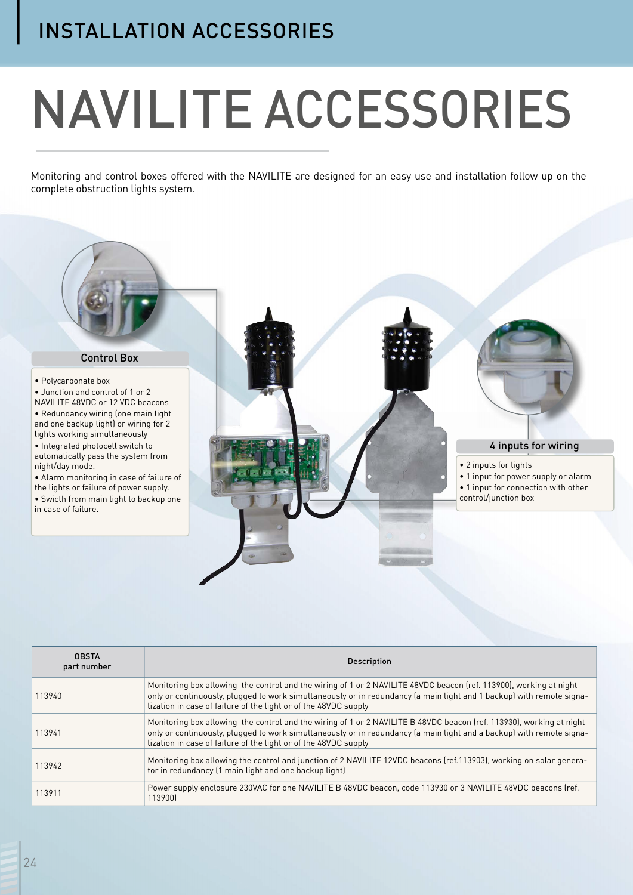# NAVILITE ACCESSORIES

Monitoring and control boxes offered with the NAVILITE are designed for an easy use and installation follow up on the complete obstruction lights system.

### Control Box

- Polycarbonate box
- Junction and control of 1 or 2 NAVILITE 48VDC or 12 VDC beacons
- Redundancy wiring (one main light and one backup light) or wiring for 2 lights working simultaneously
- Integrated photocell switch to automatically pass the system from night/day mode.
- Alarm monitoring in case of failure of the lights or failure of power supply.
- Swicth from main light to backup one in case of failure.

### 4 inputs for wiring

- 2 inputs for lights
- 1 input for power supply or alarm
- 1 input for connection with other control/junction box

| OBSTA part number | Description |
|---|---|
| 113940 | Monitoring box allowing the control and the wiring of 1 or 2 NAVILITE 48VDC beacon (ref. 113900), working at night only or continuously, plugged to work simultaneously or in redundancy (a main light and 1 backup) with remote signalization in case of failure of the light or of the 48VDC supply |
| 113941 | Monitoring box allowing the control and the wiring of 1 or 2 NAVILITE B 48VDC beacon (ref. 113930), working at night only or continuously, plugged to work simultaneously or in redundancy (a main light and a backup) with remote signalization in case of failure of the light or of the 48VDC supply |
| 113942 | Monitoring box allowing the control and junction of 2 NAVILITE 12VDC beacons (ref.113903), working on solar generator in redundancy (1 main light and one backup light) |
| 113911 | Power supply enclosure 230VAC for one NAVILITE B 48VDC beacon, code 113930 or 3 NAVILITE 48VDC beacons (ref. 113900) |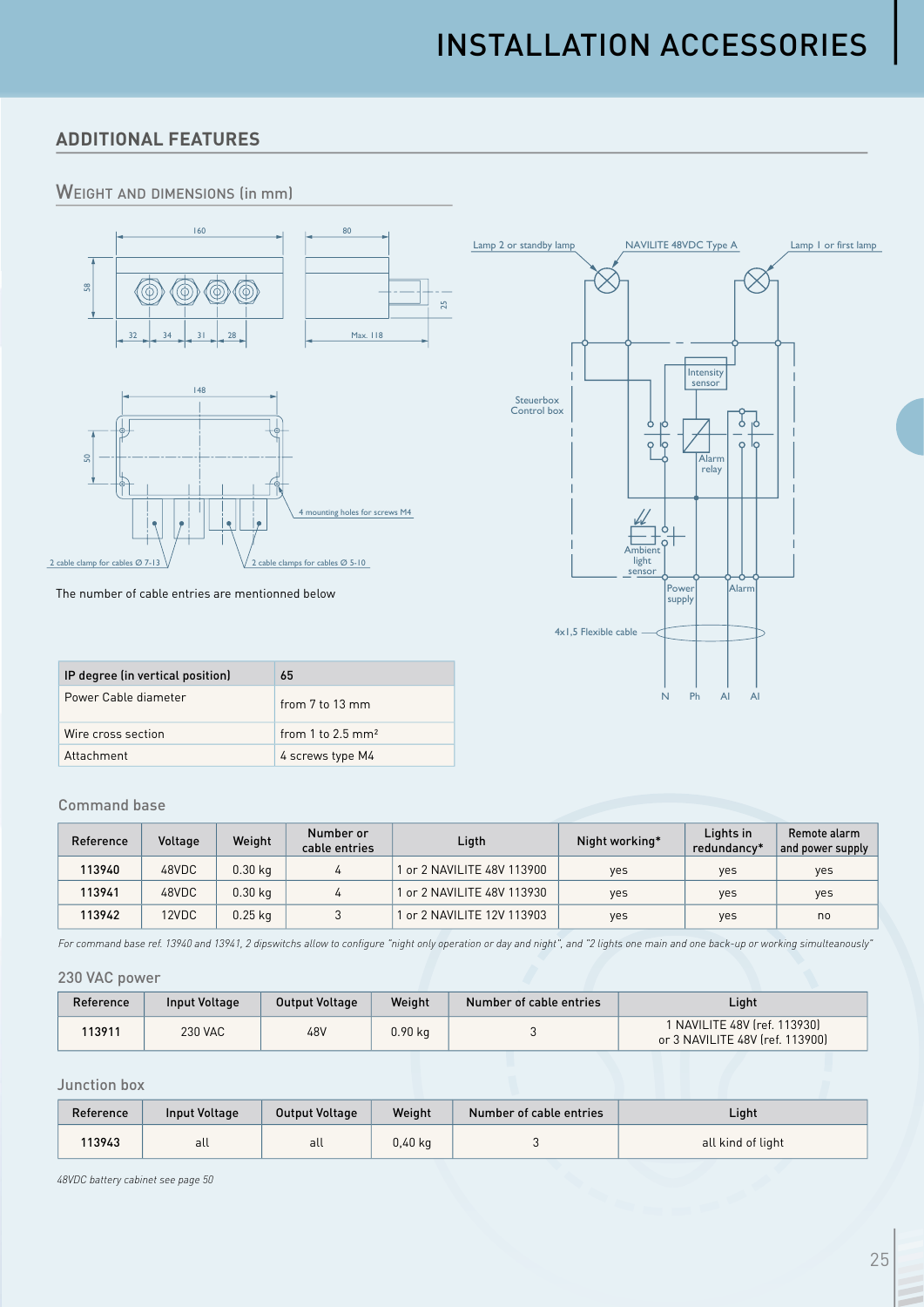# INSTALLATION ACCESSORIES

## ADDITIONAL FEATURES

### WEIGHT AND DIMENSIONS (in mm)

160

80

58

25

32 34 31 28

Max. 118

148

50

4 mounting holes for screws M4

2 cable clamp for cables Ø 7-13

2 cable clamps for cables Ø 5-10

The number of cable entries are mentionned below

Lamp 2 or standby lamp

NAVILITE 48VDC Type A

Lamp 1 or first lamp

Intensity sensor

Steuerbox
Control box

Alarm relay

Ambient light sensor

Power supply

Alarm

4x1,5 Flexible cable

N Ph Al Al

| | |
|---|---|
| IP degree (in vertical position) | 65 |
| Power Cable diameter | from 7 to 13 mm |
| Wire cross section | from 1 to 2.5 mm² |
| Attachment | 4 screws type M4 |

### Command base

| Reference | Voltage | Weight | Number or cable entries | Ligth | Night working* | Lights in redundancy* | Remote alarm and power supply |
|---|---|---|---|---|---|---|---|
| 113940 | 48VDC | 0.30 kg | 4 | 1 or 2 NAVILITE 48V 113900 | yes | yes | yes |
| 113941 | 48VDC | 0.30 kg | 4 | 1 or 2 NAVILITE 48V 113930 | yes | yes | yes |
| 113942 | 12VDC | 0.25 kg | 3 | 1 or 2 NAVILITE 12V 113903 | yes | yes | no |

*For command base ref. 13940 and 13941, 2 dipswitchs allow to configure "night only operation or day and night", and "2 lights one main and one back-up or working simulteanously"*

### 230 VAC power

| Reference | Input Voltage | Output Voltage | Weight | Number of cable entries | Light |
|---|---|---|---|---|---|
| 113911 | 230 VAC | 48V | 0.90 kg | 3 | 1 NAVILITE 48V (ref. 113930) or 3 NAVILITE 48V (ref. 113900) |

### Junction box

| Reference | Input Voltage | Output Voltage | Weight | Number of cable entries | Light |
|---|---|---|---|---|---|
| 113943 | all | all | 0,40 kg | 3 | all kind of light |

*48VDC battery cabinet see page 50*